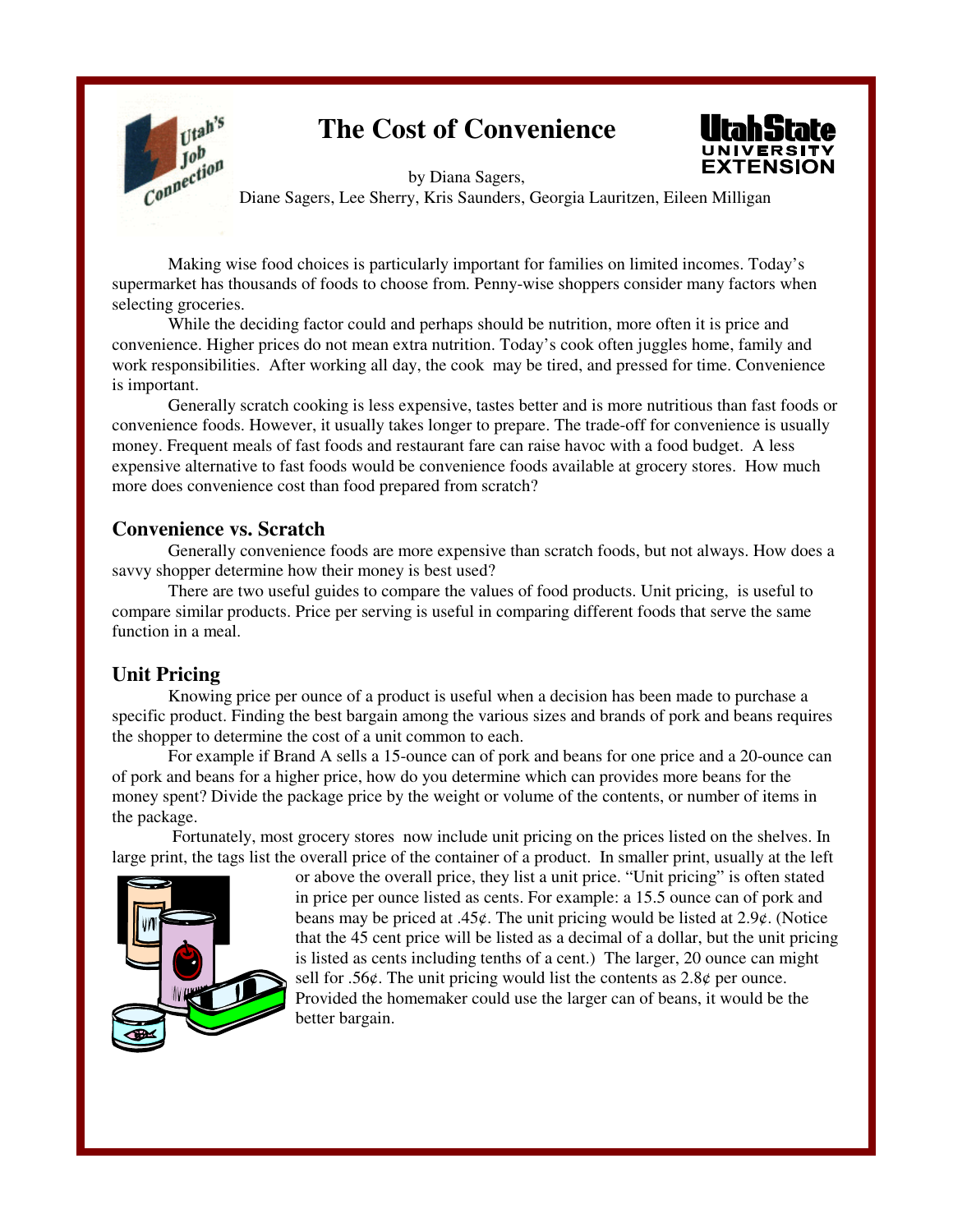# The Cost of Convenience

by Diana Sagers,
Diane Sagers, Lee Sherry, Kris Saunders, Georgia Lauritzen, Eileen Milligan

Making wise food choices is particularly important for families on limited incomes. Today's supermarket has thousands of foods to choose from. Penny-wise shoppers consider many factors when selecting groceries.

While the deciding factor could and perhaps should be nutrition, more often it is price and convenience. Higher prices do not mean extra nutrition. Today's cook often juggles home, family and work responsibilities. After working all day, the cook may be tired, and pressed for time. Convenience is important.

Generally scratch cooking is less expensive, tastes better and is more nutritious than fast foods or convenience foods. However, it usually takes longer to prepare. The trade-off for convenience is usually money. Frequent meals of fast foods and restaurant fare can raise havoc with a food budget. A less expensive alternative to fast foods would be convenience foods available at grocery stores. How much more does convenience cost than food prepared from scratch?

## Convenience vs. Scratch

Generally convenience foods are more expensive than scratch foods, but not always. How does a savvy shopper determine how their money is best used?

There are two useful guides to compare the values of food products. Unit pricing, is useful to compare similar products. Price per serving is useful in comparing different foods that serve the same function in a meal.

## Unit Pricing

Knowing price per ounce of a product is useful when a decision has been made to purchase a specific product. Finding the best bargain among the various sizes and brands of pork and beans requires the shopper to determine the cost of a unit common to each.

For example if Brand A sells a 15-ounce can of pork and beans for one price and a 20-ounce can of pork and beans for a higher price, how do you determine which can provides more beans for the money spent? Divide the package price by the weight or volume of the contents, or number of items in the package.

Fortunately, most grocery stores now include unit pricing on the prices listed on the shelves. In large print, the tags list the overall price of the container of a product. In smaller print, usually at the left or above the overall price, they list a unit price. "Unit pricing" is often stated in price per ounce listed as cents. For example: a 15.5 ounce can of pork and beans may be priced at .45¢. The unit pricing would be listed at 2.9¢. (Notice that the 45 cent price will be listed as a decimal of a dollar, but the unit pricing is listed as cents including tenths of a cent.) The larger, 20 ounce can might sell for .56¢. The unit pricing would list the contents as 2.8¢ per ounce. Provided the homemaker could use the larger can of beans, it would be the better bargain.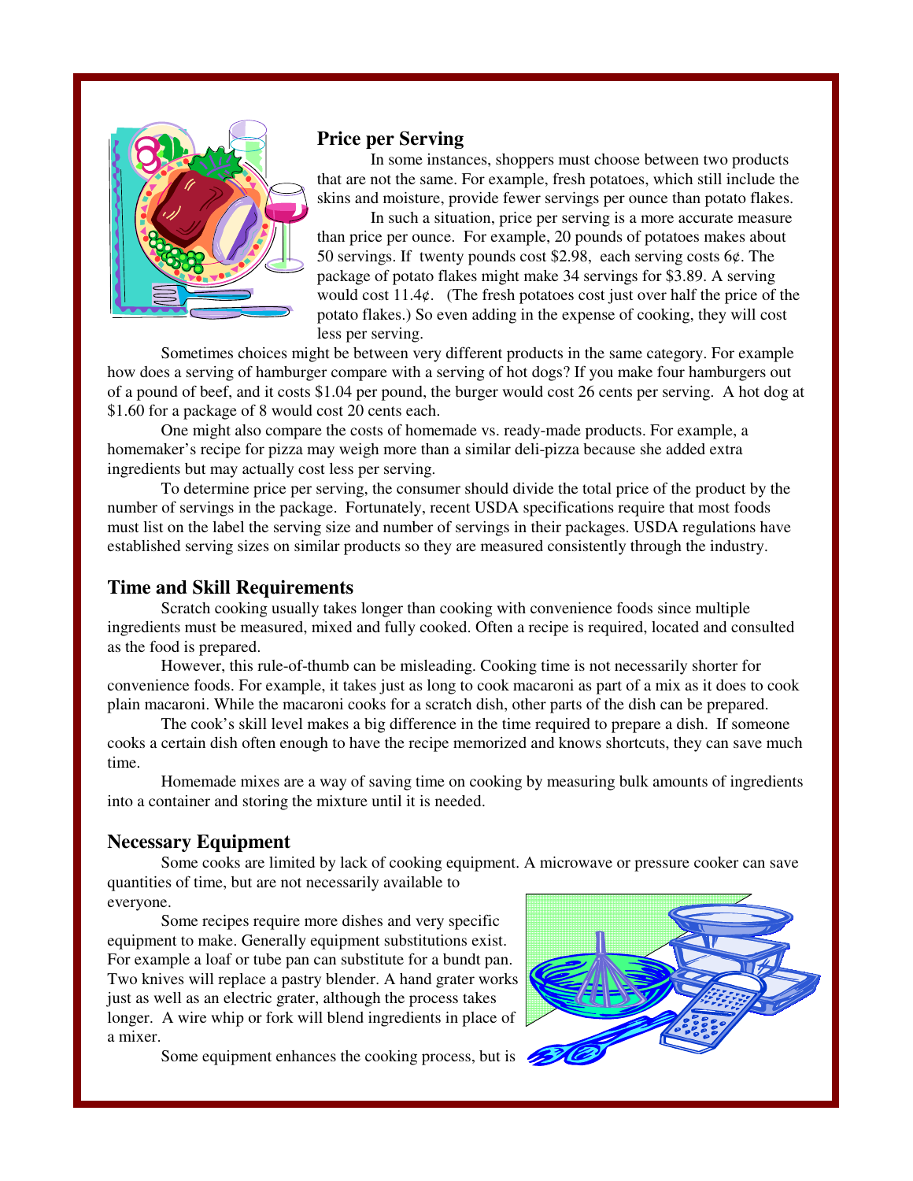## Price per Serving

In some instances, shoppers must choose between two products that are not the same. For example, fresh potatoes, which still include the skins and moisture, provide fewer servings per ounce than potato flakes.

In such a situation, price per serving is a more accurate measure than price per ounce. For example, 20 pounds of potatoes makes about 50 servings. If twenty pounds cost $2.98, each serving costs 6¢. The package of potato flakes might make 34 servings for $3.89. A serving would cost 11.4¢. (The fresh potatoes cost just over half the price of the potato flakes.) So even adding in the expense of cooking, they will cost less per serving.

Sometimes choices might be between very different products in the same category. For example how does a serving of hamburger compare with a serving of hot dogs? If you make four hamburgers out of a pound of beef, and it costs $1.04 per pound, the burger would cost 26 cents per serving. A hot dog at $1.60 for a package of 8 would cost 20 cents each.

One might also compare the costs of homemade vs. ready-made products. For example, a homemaker's recipe for pizza may weigh more than a similar deli-pizza because she added extra ingredients but may actually cost less per serving.

To determine price per serving, the consumer should divide the total price of the product by the number of servings in the package. Fortunately, recent USDA specifications require that most foods must list on the label the serving size and number of servings in their packages. USDA regulations have established serving sizes on similar products so they are measured consistently through the industry.

## Time and Skill Requirements

Scratch cooking usually takes longer than cooking with convenience foods since multiple ingredients must be measured, mixed and fully cooked. Often a recipe is required, located and consulted as the food is prepared.

However, this rule-of-thumb can be misleading. Cooking time is not necessarily shorter for convenience foods. For example, it takes just as long to cook macaroni as part of a mix as it does to cook plain macaroni. While the macaroni cooks for a scratch dish, other parts of the dish can be prepared.

The cook's skill level makes a big difference in the time required to prepare a dish. If someone cooks a certain dish often enough to have the recipe memorized and knows shortcuts, they can save much time.

Homemade mixes are a way of saving time on cooking by measuring bulk amounts of ingredients into a container and storing the mixture until it is needed.

## Necessary Equipment

Some cooks are limited by lack of cooking equipment. A microwave or pressure cooker can save quantities of time, but are not necessarily available to everyone.

Some recipes require more dishes and very specific equipment to make. Generally equipment substitutions exist. For example a loaf or tube pan can substitute for a bundt pan. Two knives will replace a pastry blender. A hand grater works just as well as an electric grater, although the process takes longer. A wire whip or fork will blend ingredients in place of a mixer.

Some equipment enhances the cooking process, but is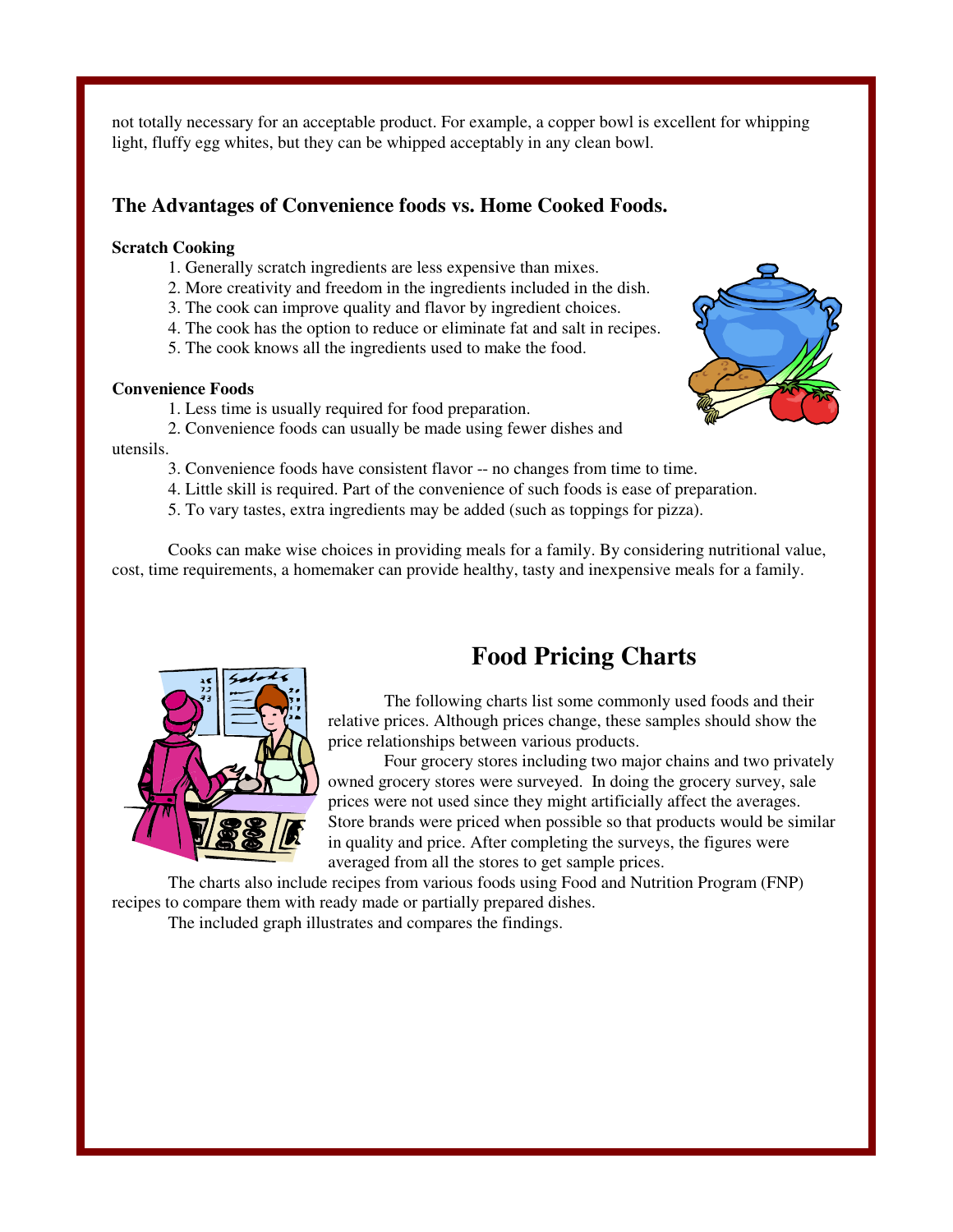not totally necessary for an acceptable product. For example, a copper bowl is excellent for whipping light, fluffy egg whites, but they can be whipped acceptably in any clean bowl.

### The Advantages of Convenience foods vs. Home Cooked Foods.

**Scratch Cooking**

1. Generally scratch ingredients are less expensive than mixes.
2. More creativity and freedom in the ingredients included in the dish.
3. The cook can improve quality and flavor by ingredient choices.
4. The cook has the option to reduce or eliminate fat and salt in recipes.
5. The cook knows all the ingredients used to make the food.

**Convenience Foods**

1. Less time is usually required for food preparation.
2. Convenience foods can usually be made using fewer dishes and utensils.
3. Convenience foods have consistent flavor -- no changes from time to time.
4. Little skill is required. Part of the convenience of such foods is ease of preparation.
5. To vary tastes, extra ingredients may be added (such as toppings for pizza).

Cooks can make wise choices in providing meals for a family. By considering nutritional value, cost, time requirements, a homemaker can provide healthy, tasty and inexpensive meals for a family.

## Food Pricing Charts

The following charts list some commonly used foods and their relative prices. Although prices change, these samples should show the price relationships between various products.

Four grocery stores including two major chains and two privately owned grocery stores were surveyed. In doing the grocery survey, sale prices were not used since they might artificially affect the averages. Store brands were priced when possible so that products would be similar in quality and price. After completing the surveys, the figures were averaged from all the stores to get sample prices.

The charts also include recipes from various foods using Food and Nutrition Program (FNP) recipes to compare them with ready made or partially prepared dishes.

The included graph illustrates and compares the findings.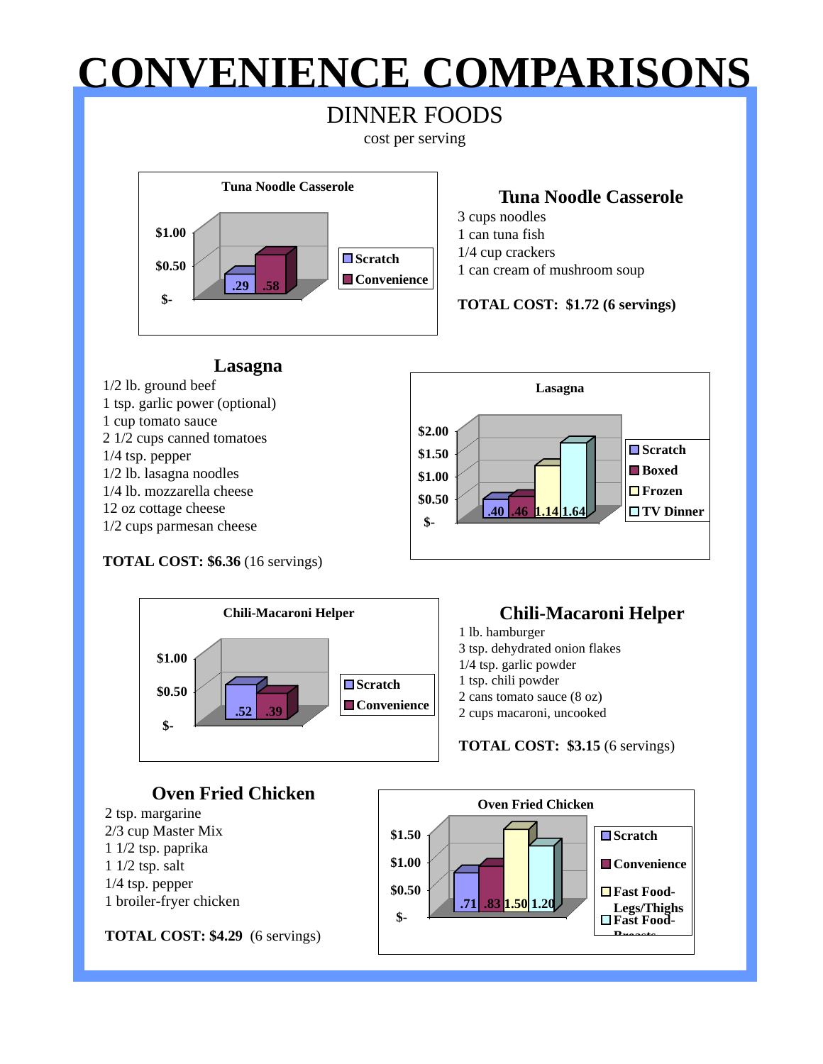# CONVENIENCE COMPARISONS

## DINNER FOODS

cost per serving

**Tuna Noodle Casserole**

| | Cost |
|---|---|
| Scratch | .29 |
| Convenience | .58 |

### Tuna Noodle Casserole

3 cups noodles
1 can tuna fish
1/4 cup crackers
1 can cream of mushroom soup

**TOTAL COST: $1.72 (6 servings)**

### Lasagna

1/2 lb. ground beef
1 tsp. garlic power (optional)
1 cup tomato sauce
2 1/2 cups canned tomatoes
1/4 tsp. pepper
1/2 lb. lasagna noodles
1/4 lb. mozzarella cheese
12 oz cottage cheese
1/2 cups parmesan cheese

**TOTAL COST: $6.36** (16 servings)

**Lasagna**

| | Cost |
|---|---|
| Scratch | .40 |
| Boxed | .46 |
| Frozen | 1.14 |
| TV Dinner | 1.64 |

**Chili-Macaroni Helper**

| | Cost |
|---|---|
| Scratch | .52 |
| Convenience | .39 |

### Chili-Macaroni Helper

1 lb. hamburger
3 tsp. dehydrated onion flakes
1/4 tsp. garlic powder
1 tsp. chili powder
2 cans tomato sauce (8 oz)
2 cups macaroni, uncooked

**TOTAL COST: $3.15** (6 servings)

### Oven Fried Chicken

2 tsp. margarine
2/3 cup Master Mix
1 1/2 tsp. paprika
1 1/2 tsp. salt
1/4 tsp. pepper
1 broiler-fryer chicken

**TOTAL COST: $4.29** (6 servings)

**Oven Fried Chicken**

| | Cost |
|---|---|
| Scratch | .71 |
| Convenience | .83 |
| Fast Food-Legs/Thighs | 1.50 |
| Fast Food-Breasts | 1.20 |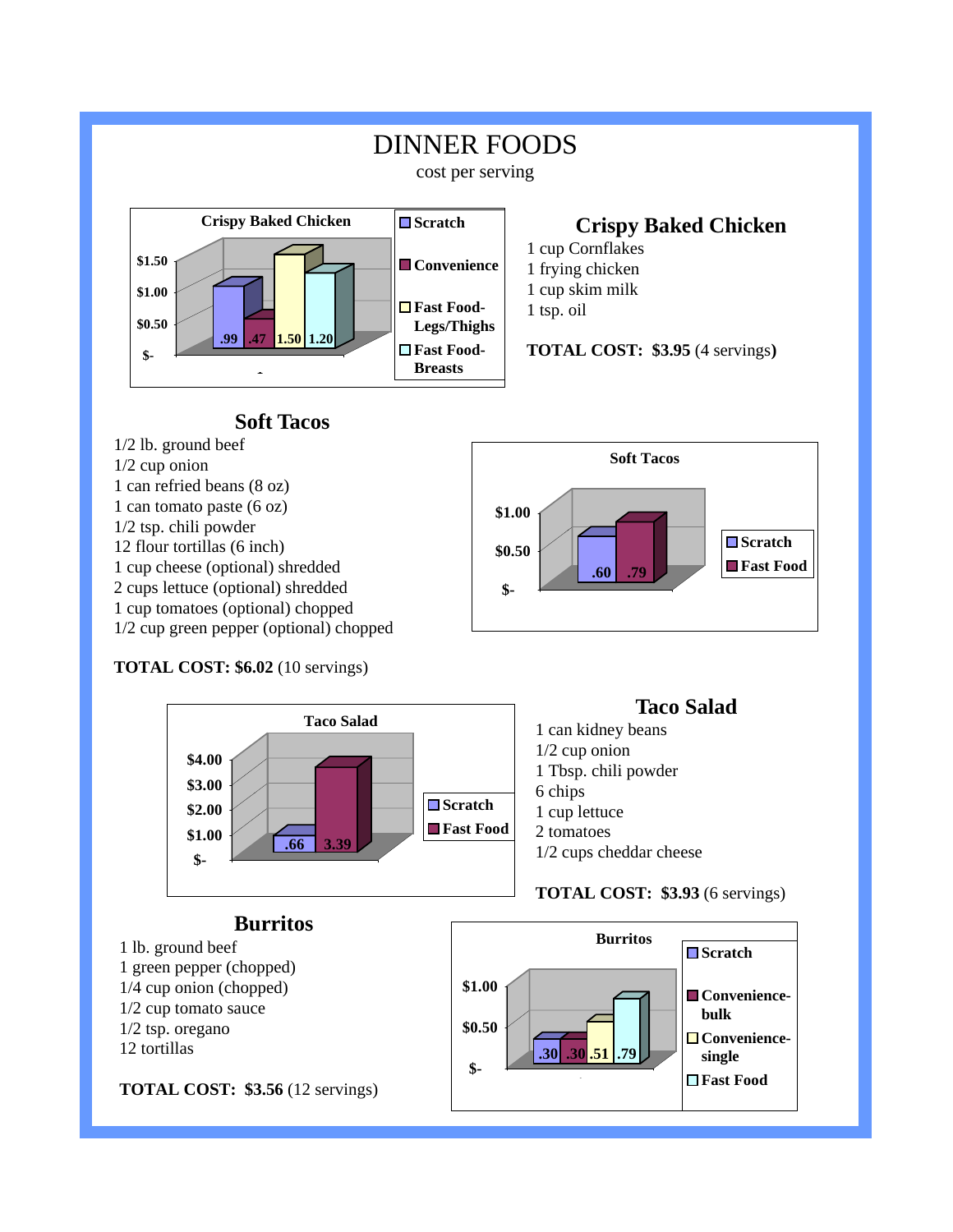# DINNER FOODS

cost per serving

**Crispy Baked Chicken**

| | Scratch | Convenience | Fast Food-Legs/Thighs | Fast Food-Breasts |
|---|---|---|---|---|
| Cost per serving | .99 | .47 | 1.50 | 1.20 |

## Crispy Baked Chicken

1 cup Cornflakes
1 frying chicken
1 cup skim milk
1 tsp. oil

**TOTAL COST: $3.95** (4 servings**)**

## Soft Tacos

1/2 lb. ground beef
1/2 cup onion
1 can refried beans (8 oz)
1 can tomato paste (6 oz)
1/2 tsp. chili powder
12 flour tortillas (6 inch)
1 cup cheese (optional) shredded
2 cups lettuce (optional) shredded
1 cup tomatoes (optional) chopped
1/2 cup green pepper (optional) chopped

**TOTAL COST: $6.02** (10 servings)

**Soft Tacos**

| | Scratch | Fast Food |
|---|---|---|
| Cost per serving | .60 | .79 |

**Taco Salad**

| | Scratch | Fast Food |
|---|---|---|
| Cost per serving | .66 | 3.39 |

## Taco Salad

1 can kidney beans
1/2 cup onion
1 Tbsp. chili powder
6 chips
1 cup lettuce
2 tomatoes
1/2 cups cheddar cheese

**TOTAL COST: $3.93** (6 servings)

## Burritos

1 lb. ground beef
1 green pepper (chopped)
1/4 cup onion (chopped)
1/2 cup tomato sauce
1/2 tsp. oregano
12 tortillas

**TOTAL COST: $3.56** (12 servings)

**Burritos**

| | Scratch | Convenience-bulk | Convenience-single | Fast Food |
|---|---|---|---|---|
| Cost per serving | .30 | .30 | .51 | .79 |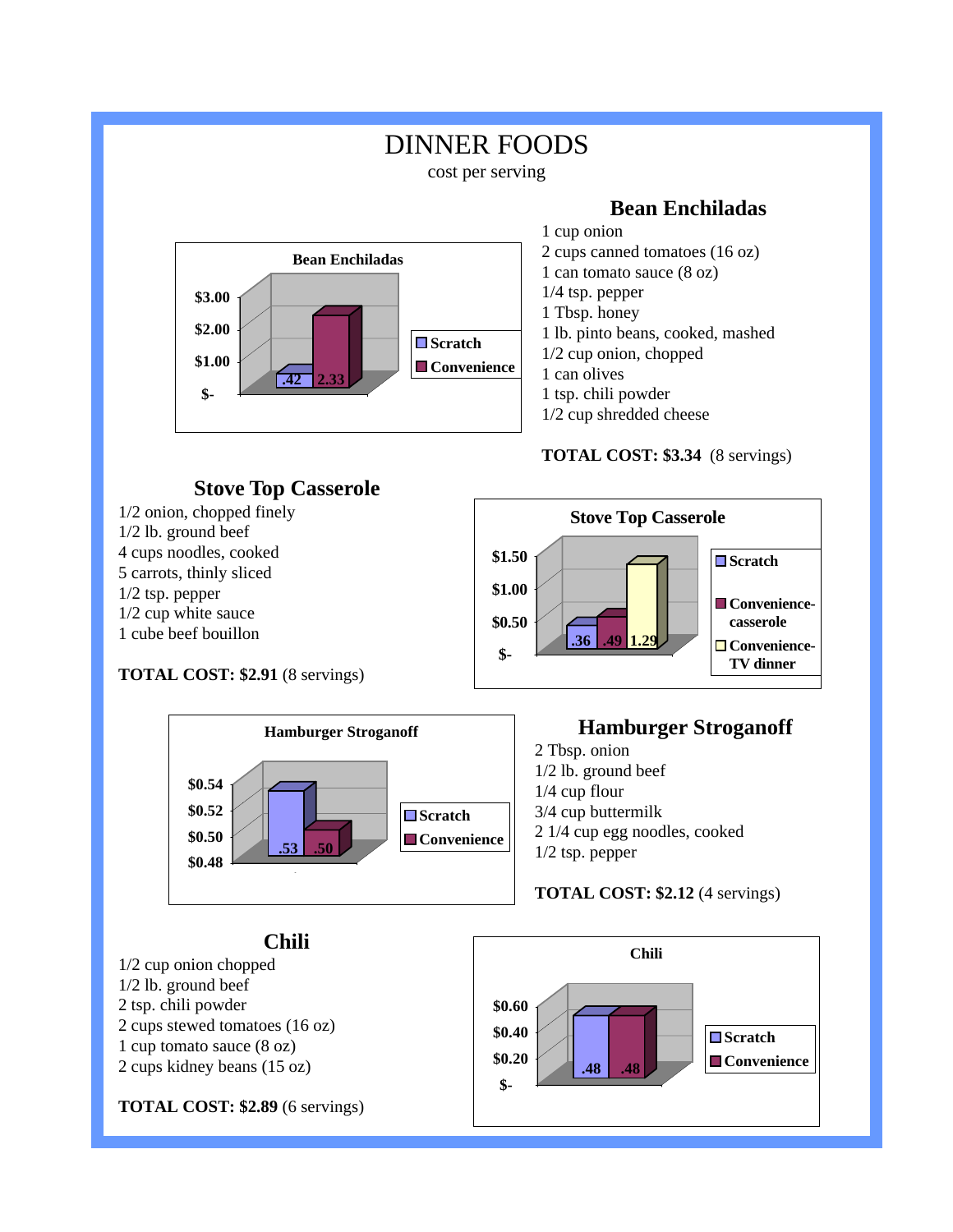# DINNER FOODS

cost per serving

## Bean Enchiladas

| | Scratch | Convenience |
|---|---|---|
| Bean Enchiladas | .42 | 2.33 |

1 cup onion
2 cups canned tomatoes (16 oz)
1 can tomato sauce (8 oz)
1/4 tsp. pepper
1 Tbsp. honey
1 lb. pinto beans, cooked, mashed
1/2 cup onion, chopped
1 can olives
1 tsp. chili powder
1/2 cup shredded cheese

**TOTAL COST: $3.34** (8 servings)

## Stove Top Casserole

1/2 onion, chopped finely
1/2 lb. ground beef
4 cups noodles, cooked
5 carrots, thinly sliced
1/2 tsp. pepper
1/2 cup white sauce
1 cube beef bouillon

**TOTAL COST: $2.91** (8 servings)

| | Scratch | Convenience-casserole | Convenience-TV dinner |
|---|---|---|---|
| Stove Top Casserole | .36 | .49 | 1.29 |

## Hamburger Stroganoff

| | Scratch | Convenience |
|---|---|---|
| Hamburger Stroganoff | .53 | .50 |

2 Tbsp. onion
1/2 lb. ground beef
1/4 cup flour
3/4 cup buttermilk
2 1/4 cup egg noodles, cooked
1/2 tsp. pepper

**TOTAL COST: $2.12** (4 servings)

## Chili

1/2 cup onion chopped
1/2 lb. ground beef
2 tsp. chili powder
2 cups stewed tomatoes (16 oz)
1 cup tomato sauce (8 oz)
2 cups kidney beans (15 oz)

**TOTAL COST: $2.89** (6 servings)

| | Scratch | Convenience |
|---|---|---|
| Chili | .48 | .48 |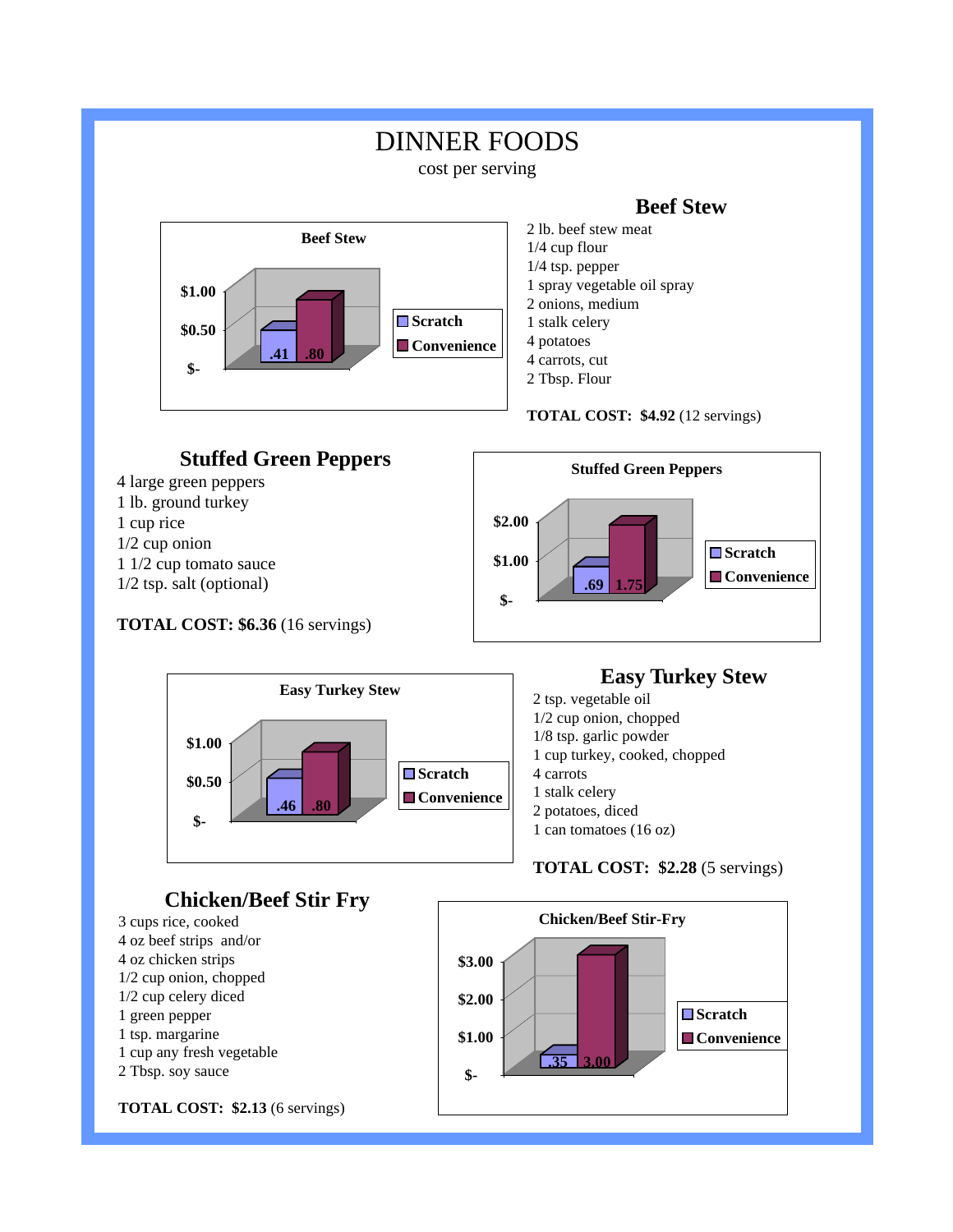# DINNER FOODS

cost per serving

## Beef Stew

**Beef Stew**

| | Scratch | Convenience |
|---|---|---|
| Beef Stew | .41 | .80 |

2 lb. beef stew meat
1/4 cup flour
1/4 tsp. pepper
1 spray vegetable oil spray
2 onions, medium
1 stalk celery
4 potatoes
4 carrots, cut
2 Tbsp. Flour

**TOTAL COST: $4.92** (12 servings)

## Stuffed Green Peppers

4 large green peppers
1 lb. ground turkey
1 cup rice
1/2 cup onion
1 1/2 cup tomato sauce
1/2 tsp. salt (optional)

**TOTAL COST: $6.36** (16 servings)

**Stuffed Green Peppers**

| | Scratch | Convenience |
|---|---|---|
| Stuffed Green Peppers | .69 | 1.75 |

## Easy Turkey Stew

**Easy Turkey Stew**

| | Scratch | Convenience |
|---|---|---|
| Easy Turkey Stew | .46 | .80 |

2 tsp. vegetable oil
1/2 cup onion, chopped
1/8 tsp. garlic powder
1 cup turkey, cooked, chopped
4 carrots
1 stalk celery
2 potatoes, diced
1 can tomatoes (16 oz)

**TOTAL COST: $2.28** (5 servings)

## Chicken/Beef Stir Fry

3 cups rice, cooked
4 oz beef strips and/or
4 oz chicken strips
1/2 cup onion, chopped
1/2 cup celery diced
1 green pepper
1 tsp. margarine
1 cup any fresh vegetable
2 Tbsp. soy sauce

**TOTAL COST: $2.13** (6 servings)

**Chicken/Beef Stir-Fry**

| | Scratch | Convenience |
|---|---|---|
| Chicken/Beef Stir-Fry | .35 | 3.00 |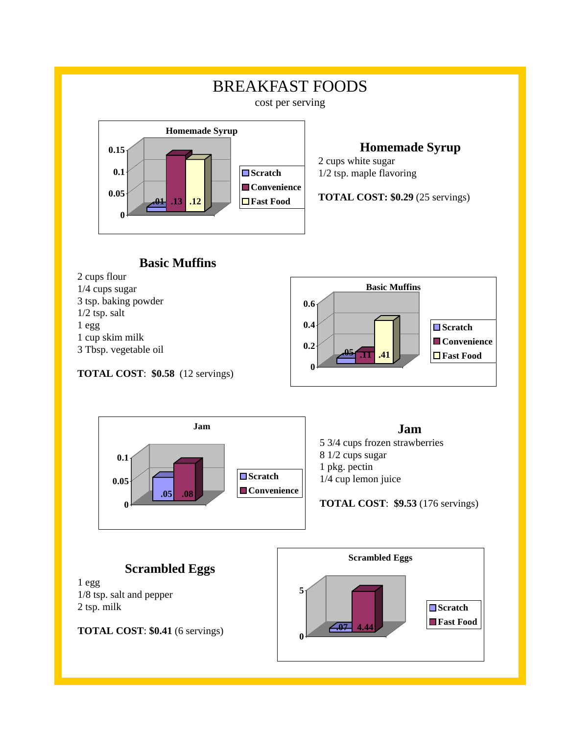# BREAKFAST FOODS

cost per serving

**Homemade Syrup**

| | Scratch | Convenience | Fast Food |
|---|---|---|---|
| Homemade Syrup | .01 | .13 | .12 |

## Homemade Syrup

2 cups white sugar
1/2 tsp. maple flavoring

**TOTAL COST: $0.29** (25 servings)

## Basic Muffins

2 cups flour
1/4 cups sugar
3 tsp. baking powder
1/2 tsp. salt
1 egg
1 cup skim milk
3 Tbsp. vegetable oil

**TOTAL COST**: **$0.58** (12 servings)

**Basic Muffins**

| | Scratch | Convenience | Fast Food |
|---|---|---|---|
| Basic Muffins | .05 | .11 | .41 |

**Jam**

| | Scratch | Convenience |
|---|---|---|
| Jam | .05 | .08 |

## Jam

5 3/4 cups frozen strawberries
8 1/2 cups sugar
1 pkg. pectin
1/4 cup lemon juice

**TOTAL COST**: **$9.53** (176 servings)

## Scrambled Eggs

1 egg
1/8 tsp. salt and pepper
2 tsp. milk

**TOTAL COST**: **$0.41** (6 servings)

**Scrambled Eggs**

| | Scratch | Fast Food |
|---|---|---|
| Scrambled Eggs | .07 | 4.44 |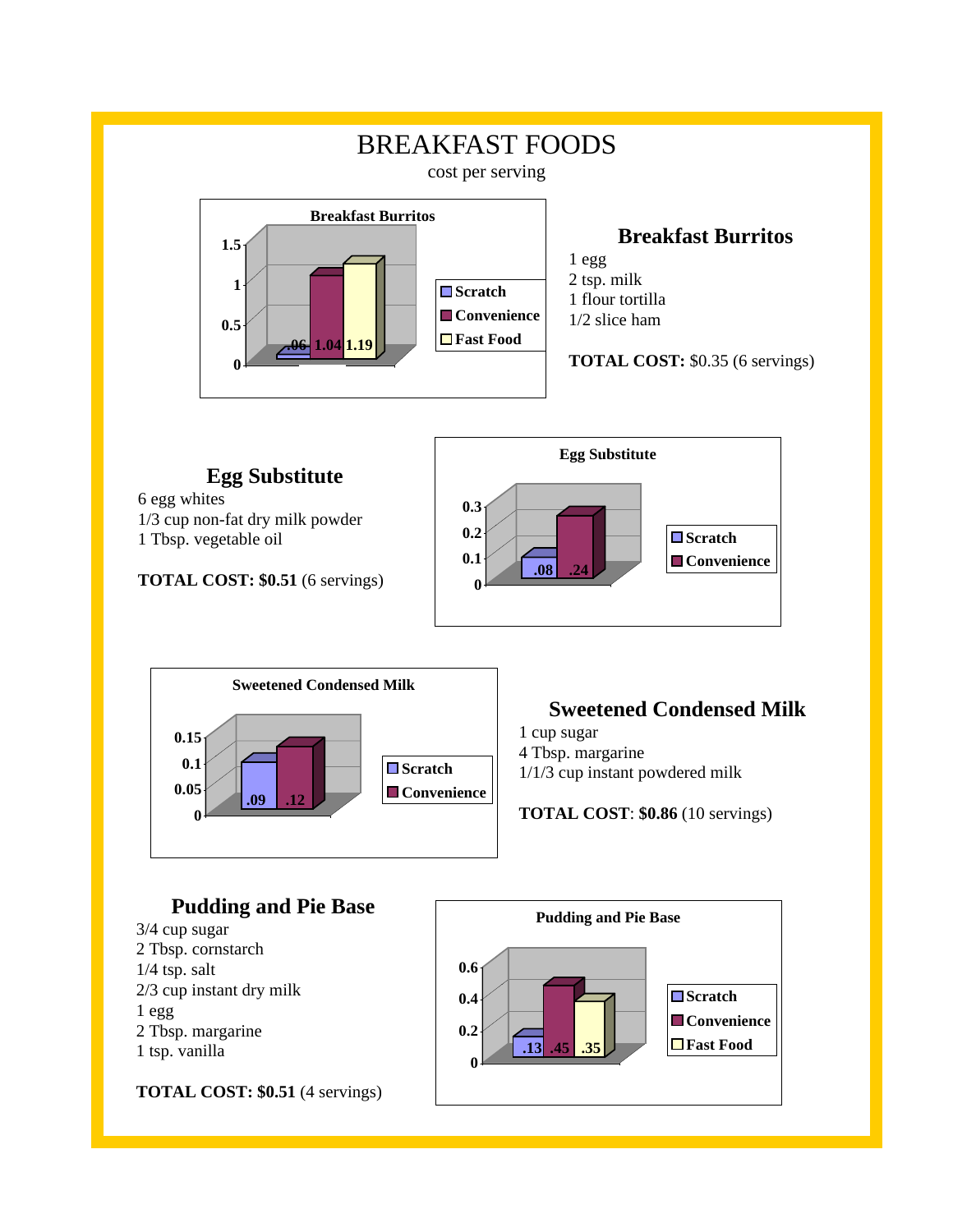# BREAKFAST FOODS

cost per serving

**Breakfast Burritos**

| | Scratch | Convenience | Fast Food |
|---|---|---|---|
| Breakfast Burritos | .06 | 1.04 | 1.19 |

## Breakfast Burritos

1 egg
2 tsp. milk
1 flour tortilla
1/2 slice ham

**TOTAL COST:** $0.35 (6 servings)

## Egg Substitute

6 egg whites
1/3 cup non-fat dry milk powder
1 Tbsp. vegetable oil

**TOTAL COST: $0.51** (6 servings)

**Egg Substitute**

| | Scratch | Convenience |
|---|---|---|
| Egg Substitute | .08 | .24 |

**Sweetened Condensed Milk**

| | Scratch | Convenience |
|---|---|---|
| Sweetened Condensed Milk | .09 | .12 |

## Sweetened Condensed Milk

1 cup sugar
4 Tbsp. margarine
1/1/3 cup instant powdered milk

**TOTAL COST**: **$0.86** (10 servings)

## Pudding and Pie Base

3/4 cup sugar
2 Tbsp. cornstarch
1/4 tsp. salt
2/3 cup instant dry milk
1 egg
2 Tbsp. margarine
1 tsp. vanilla

**TOTAL COST: $0.51** (4 servings)

**Pudding and Pie Base**

| | Scratch | Convenience | Fast Food |
|---|---|---|---|
| Pudding and Pie Base | .13 | .45 | .35 |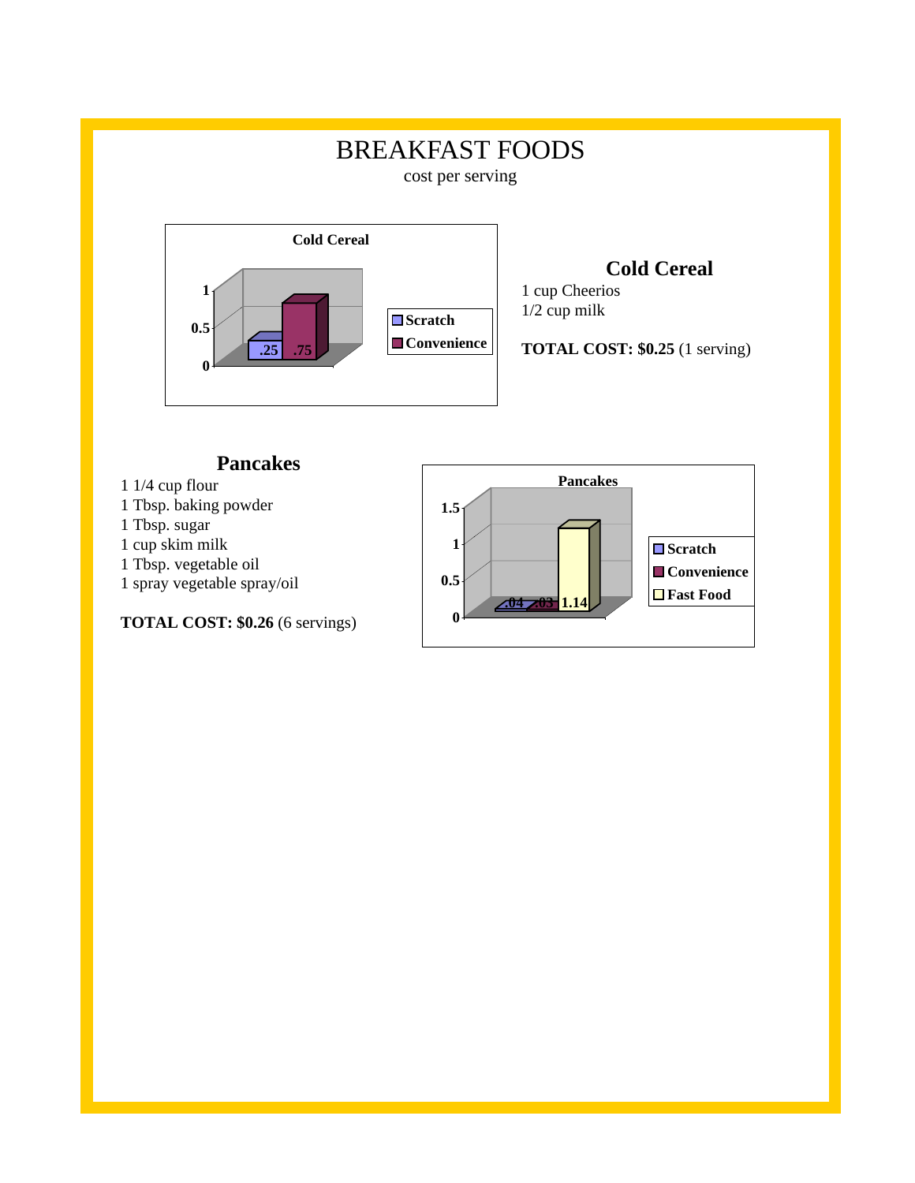# BREAKFAST FOODS

cost per serving

**Cold Cereal**

| | Cost |
|---|---|
| Scratch | .25 |
| Convenience | .75 |

## Cold Cereal

1 cup Cheerios
1/2 cup milk

**TOTAL COST: $0.25** (1 serving)

## Pancakes

1 1/4 cup flour
1 Tbsp. baking powder
1 Tbsp. sugar
1 cup skim milk
1 Tbsp. vegetable oil
1 spray vegetable spray/oil

**TOTAL COST: $0.26** (6 servings)

**Pancakes**

| | Cost |
|---|---|
| Scratch | .04 |
| Convenience | .03 |
| Fast Food | 1.14 |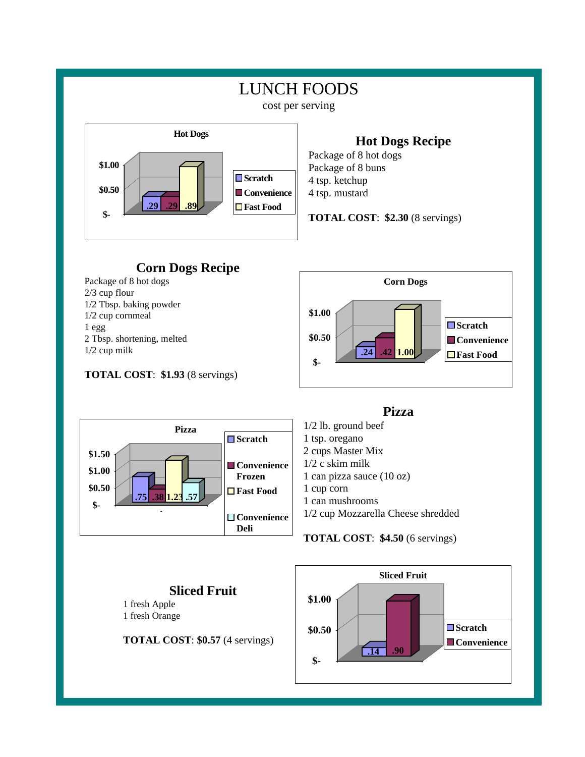# LUNCH FOODS

cost per serving

**Hot Dogs**

| | Scratch | Convenience | Fast Food |
|---|---|---|---|
| Hot Dogs | .29 | .29 | .89 |

## Hot Dogs Recipe

Package of 8 hot dogs
Package of 8 buns
4 tsp. ketchup
4 tsp. mustard

**TOTAL COST**: **$2.30** (8 servings)

## Corn Dogs Recipe

Package of 8 hot dogs
2/3 cup flour
1/2 Tbsp. baking powder
1/2 cup cornmeal
1 egg
2 Tbsp. shortening, melted
1/2 cup milk

**TOTAL COST**: **$1.93** (8 servings)

**Corn Dogs**

| | Scratch | Convenience | Fast Food |
|---|---|---|---|
| Corn Dogs | .24 | .42 | 1.00 |

**Pizza**

| | Scratch | Convenience Frozen | Fast Food | Convenience Deli |
|---|---|---|---|---|
| Pizza | .75 | .38 | 1.23 | .57 |

## Pizza

1/2 lb. ground beef
1 tsp. oregano
2 cups Master Mix
1/2 c skim milk
1 can pizza sauce (10 oz)
1 cup corn
1 can mushrooms
1/2 cup Mozzarella Cheese shredded

**TOTAL COST**: **$4.50** (6 servings)

## Sliced Fruit

1 fresh Apple
1 fresh Orange

**TOTAL COST**: **$0.57** (4 servings)

**Sliced Fruit**

| | Scratch | Convenience |
|---|---|---|
| Sliced Fruit | .14 | .90 |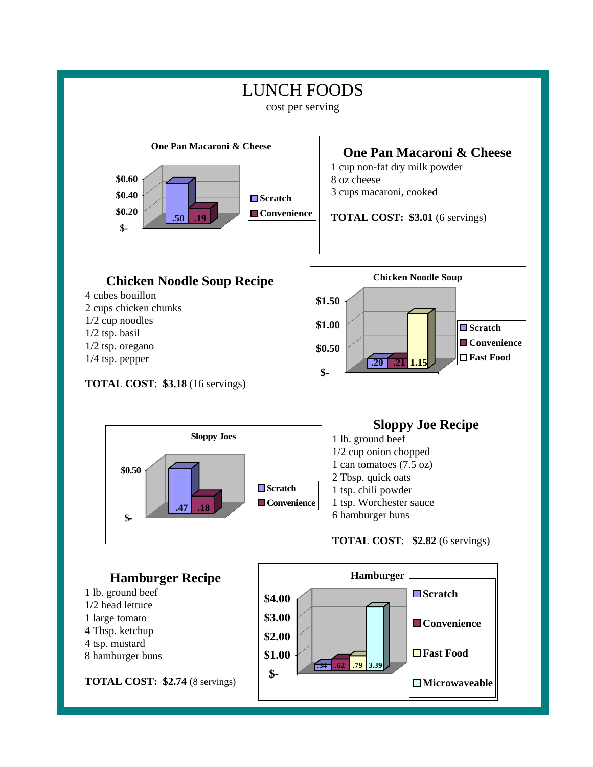# LUNCH FOODS

cost per serving

**One Pan Macaroni & Cheese**

| | Cost per serving |
|---|---|
| Scratch | .50 |
| Convenience | .19 |

## One Pan Macaroni & Cheese

1 cup non-fat dry milk powder
8 oz cheese
3 cups macaroni, cooked

**TOTAL COST: $3.01** (6 servings)

## Chicken Noodle Soup Recipe

4 cubes bouillon
2 cups chicken chunks
1/2 cup noodles
1/2 tsp. basil
1/2 tsp. oregano
1/4 tsp. pepper

**TOTAL COST**: **$3.18** (16 servings)

**Chicken Noodle Soup**

| | Cost per serving |
|---|---|
| Scratch | .20 |
| Convenience | .21 |
| Fast Food | 1.15 |

**Sloppy Joes**

| | Cost per serving |
|---|---|
| Scratch | .47 |
| Convenience | .18 |

## Sloppy Joe Recipe

1 lb. ground beef
1/2 cup onion chopped
1 can tomatoes (7.5 oz)
2 Tbsp. quick oats
1 tsp. chili powder
1 tsp. Worchester sauce
6 hamburger buns

**TOTAL COST**: **$2.82** (6 servings)

## Hamburger Recipe

1 lb. ground beef
1/2 head lettuce
1 large tomato
4 Tbsp. ketchup
4 tsp. mustard
8 hamburger buns

**TOTAL COST: $2.74** (8 servings)

**Hamburger**

| | Cost per serving |
|---|---|
| Scratch | .34 |
| Convenience | .62 |
| Fast Food | .79 |
| Microwaveable | 3.39 |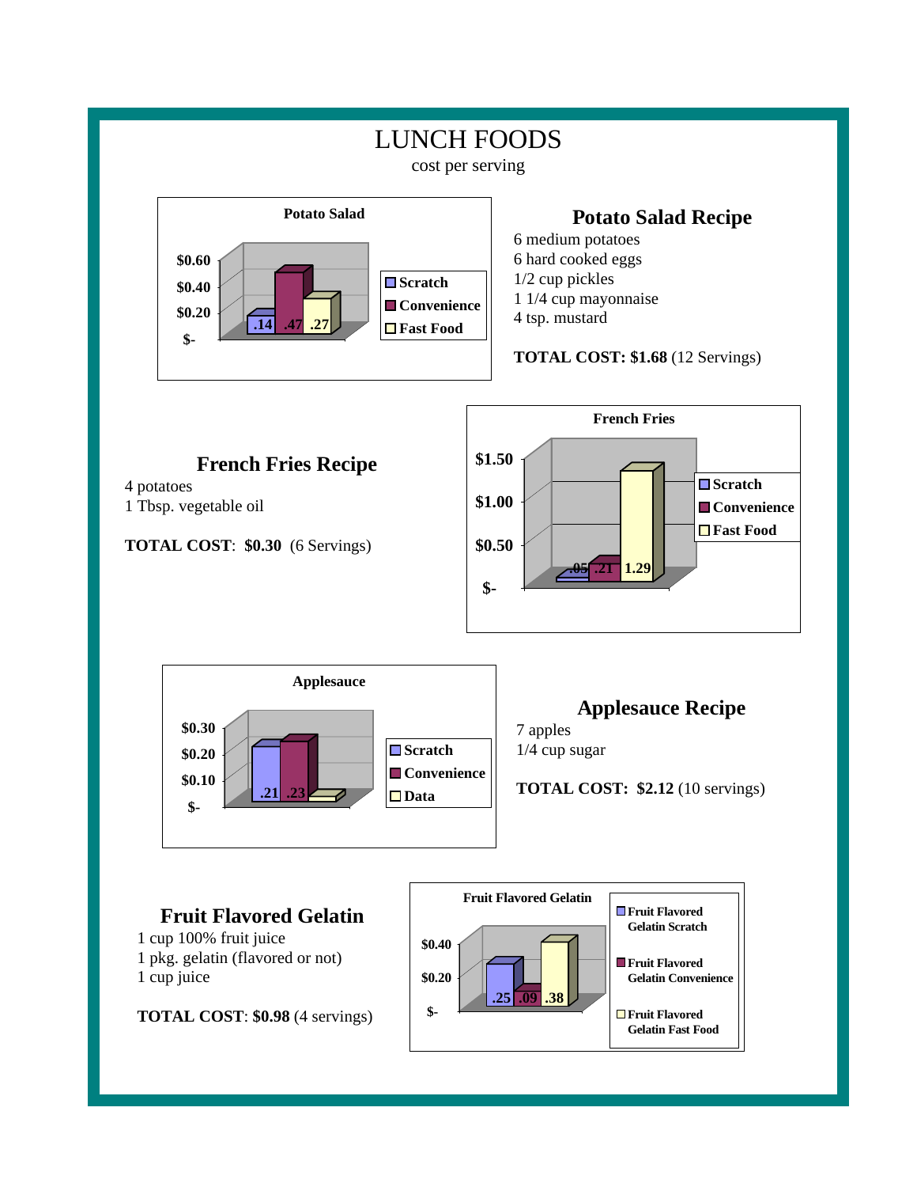# LUNCH FOODS

cost per serving

**Potato Salad**

| | Scratch | Convenience | Fast Food |
|---|---|---|---|
| Potato Salad | .14 | .47 | .27 |

## Potato Salad Recipe

6 medium potatoes
6 hard cooked eggs
1/2 cup pickles
1 1/4 cup mayonnaise
4 tsp. mustard

**TOTAL COST: $1.68** (12 Servings)

## French Fries Recipe

4 potatoes
1 Tbsp. vegetable oil

**TOTAL COST**: **$0.30** (6 Servings)

**French Fries**

| | Scratch | Convenience | Fast Food |
|---|---|---|---|
| French Fries | .05 | .21 | 1.29 |

**Applesauce**

| | Scratch | Convenience | Data |
|---|---|---|---|
| Applesauce | .21 | .23 | |

## Applesauce Recipe

7 apples
1/4 cup sugar

**TOTAL COST: $2.12** (10 servings)

## Fruit Flavored Gelatin

1 cup 100% fruit juice
1 pkg. gelatin (flavored or not)
1 cup juice

**TOTAL COST**: **$0.98** (4 servings)

**Fruit Flavored Gelatin**

| | Fruit Flavored Gelatin Scratch | Fruit Flavored Gelatin Convenience | Fruit Flavored Gelatin Fast Food |
|---|---|---|---|
| Fruit Flavored Gelatin | .25 | .09 | .38 |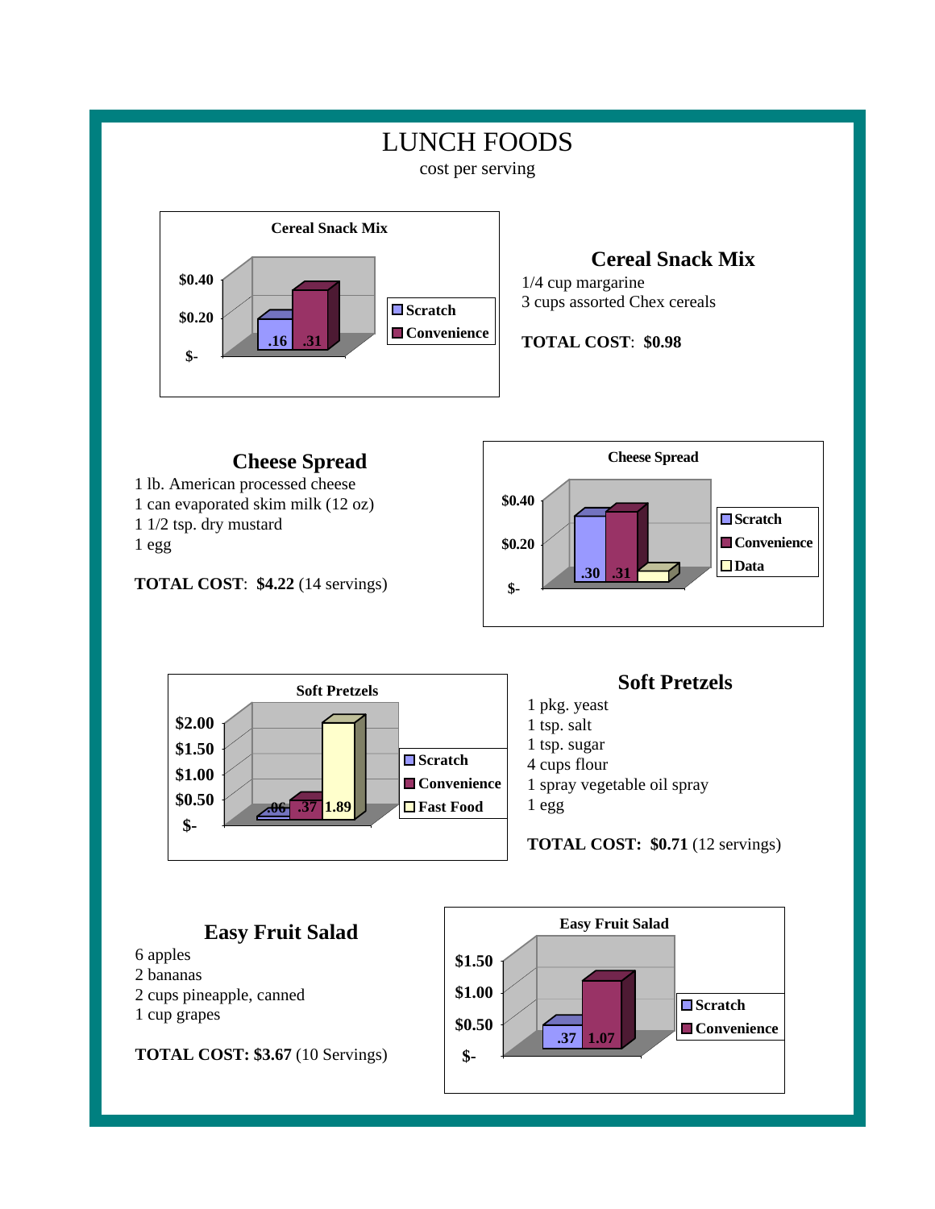# LUNCH FOODS

cost per serving

Cereal Snack Mix

$0.40
$0.20
$-
.16
.31
Scratch
Convenience

## Cereal Snack Mix

1/4 cup margarine
3 cups assorted Chex cereals

**TOTAL COST**: **$0.98**

## Cheese Spread

1 lb. American processed cheese
1 can evaporated skim milk (12 oz)
1 1/2 tsp. dry mustard
1 egg

**TOTAL COST**: **$4.22** (14 servings)

Cheese Spread

$0.40
$0.20
$-
.30
.31
Scratch
Convenience
Data

Soft Pretzels

$2.00
$1.50
$1.00
$0.50
$-
.06
.37
1.89
Scratch
Convenience
Fast Food

## Soft Pretzels

1 pkg. yeast
1 tsp. salt
1 tsp. sugar
4 cups flour
1 spray vegetable oil spray
1 egg

**TOTAL COST:** **$0.71** (12 servings)

## Easy Fruit Salad

6 apples
2 bananas
2 cups pineapple, canned
1 cup grapes

**TOTAL COST: $3.67** (10 Servings)

Easy Fruit Salad

$1.50
$1.00
$0.50
$-
.37
1.07
Scratch
Convenience